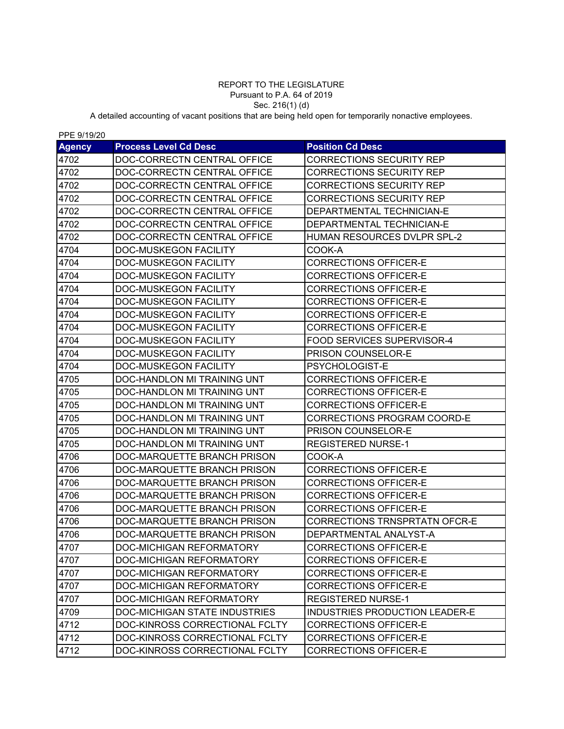REPORT TO THE LEGISLATURE
Pursuant to P.A. 64 of 2019
Sec. 216(1) (d)
A detailed accounting of vacant positions that are being held open for temporarily nonactive employees.

PPE 9/19/20

| Agency | Process Level Cd Desc | Position Cd Desc |
|---|---|---|
| 4702 | DOC-CORRECTN CENTRAL OFFICE | CORRECTIONS SECURITY REP |
| 4702 | DOC-CORRECTN CENTRAL OFFICE | CORRECTIONS SECURITY REP |
| 4702 | DOC-CORRECTN CENTRAL OFFICE | CORRECTIONS SECURITY REP |
| 4702 | DOC-CORRECTN CENTRAL OFFICE | CORRECTIONS SECURITY REP |
| 4702 | DOC-CORRECTN CENTRAL OFFICE | DEPARTMENTAL TECHNICIAN-E |
| 4702 | DOC-CORRECTN CENTRAL OFFICE | DEPARTMENTAL TECHNICIAN-E |
| 4702 | DOC-CORRECTN CENTRAL OFFICE | HUMAN RESOURCES DVLPR SPL-2 |
| 4704 | DOC-MUSKEGON FACILITY | COOK-A |
| 4704 | DOC-MUSKEGON FACILITY | CORRECTIONS OFFICER-E |
| 4704 | DOC-MUSKEGON FACILITY | CORRECTIONS OFFICER-E |
| 4704 | DOC-MUSKEGON FACILITY | CORRECTIONS OFFICER-E |
| 4704 | DOC-MUSKEGON FACILITY | CORRECTIONS OFFICER-E |
| 4704 | DOC-MUSKEGON FACILITY | CORRECTIONS OFFICER-E |
| 4704 | DOC-MUSKEGON FACILITY | CORRECTIONS OFFICER-E |
| 4704 | DOC-MUSKEGON FACILITY | FOOD SERVICES SUPERVISOR-4 |
| 4704 | DOC-MUSKEGON FACILITY | PRISON COUNSELOR-E |
| 4704 | DOC-MUSKEGON FACILITY | PSYCHOLOGIST-E |
| 4705 | DOC-HANDLON MI TRAINING UNT | CORRECTIONS OFFICER-E |
| 4705 | DOC-HANDLON MI TRAINING UNT | CORRECTIONS OFFICER-E |
| 4705 | DOC-HANDLON MI TRAINING UNT | CORRECTIONS OFFICER-E |
| 4705 | DOC-HANDLON MI TRAINING UNT | CORRECTIONS PROGRAM COORD-E |
| 4705 | DOC-HANDLON MI TRAINING UNT | PRISON COUNSELOR-E |
| 4705 | DOC-HANDLON MI TRAINING UNT | REGISTERED NURSE-1 |
| 4706 | DOC-MARQUETTE BRANCH PRISON | COOK-A |
| 4706 | DOC-MARQUETTE BRANCH PRISON | CORRECTIONS OFFICER-E |
| 4706 | DOC-MARQUETTE BRANCH PRISON | CORRECTIONS OFFICER-E |
| 4706 | DOC-MARQUETTE BRANCH PRISON | CORRECTIONS OFFICER-E |
| 4706 | DOC-MARQUETTE BRANCH PRISON | CORRECTIONS OFFICER-E |
| 4706 | DOC-MARQUETTE BRANCH PRISON | CORRECTIONS TRNSPRTATN OFCR-E |
| 4706 | DOC-MARQUETTE BRANCH PRISON | DEPARTMENTAL ANALYST-A |
| 4707 | DOC-MICHIGAN REFORMATORY | CORRECTIONS OFFICER-E |
| 4707 | DOC-MICHIGAN REFORMATORY | CORRECTIONS OFFICER-E |
| 4707 | DOC-MICHIGAN REFORMATORY | CORRECTIONS OFFICER-E |
| 4707 | DOC-MICHIGAN REFORMATORY | CORRECTIONS OFFICER-E |
| 4707 | DOC-MICHIGAN REFORMATORY | REGISTERED NURSE-1 |
| 4709 | DOC-MICHIGAN STATE INDUSTRIES | INDUSTRIES PRODUCTION LEADER-E |
| 4712 | DOC-KINROSS CORRECTIONAL FCLTY | CORRECTIONS OFFICER-E |
| 4712 | DOC-KINROSS CORRECTIONAL FCLTY | CORRECTIONS OFFICER-E |
| 4712 | DOC-KINROSS CORRECTIONAL FCLTY | CORRECTIONS OFFICER-E |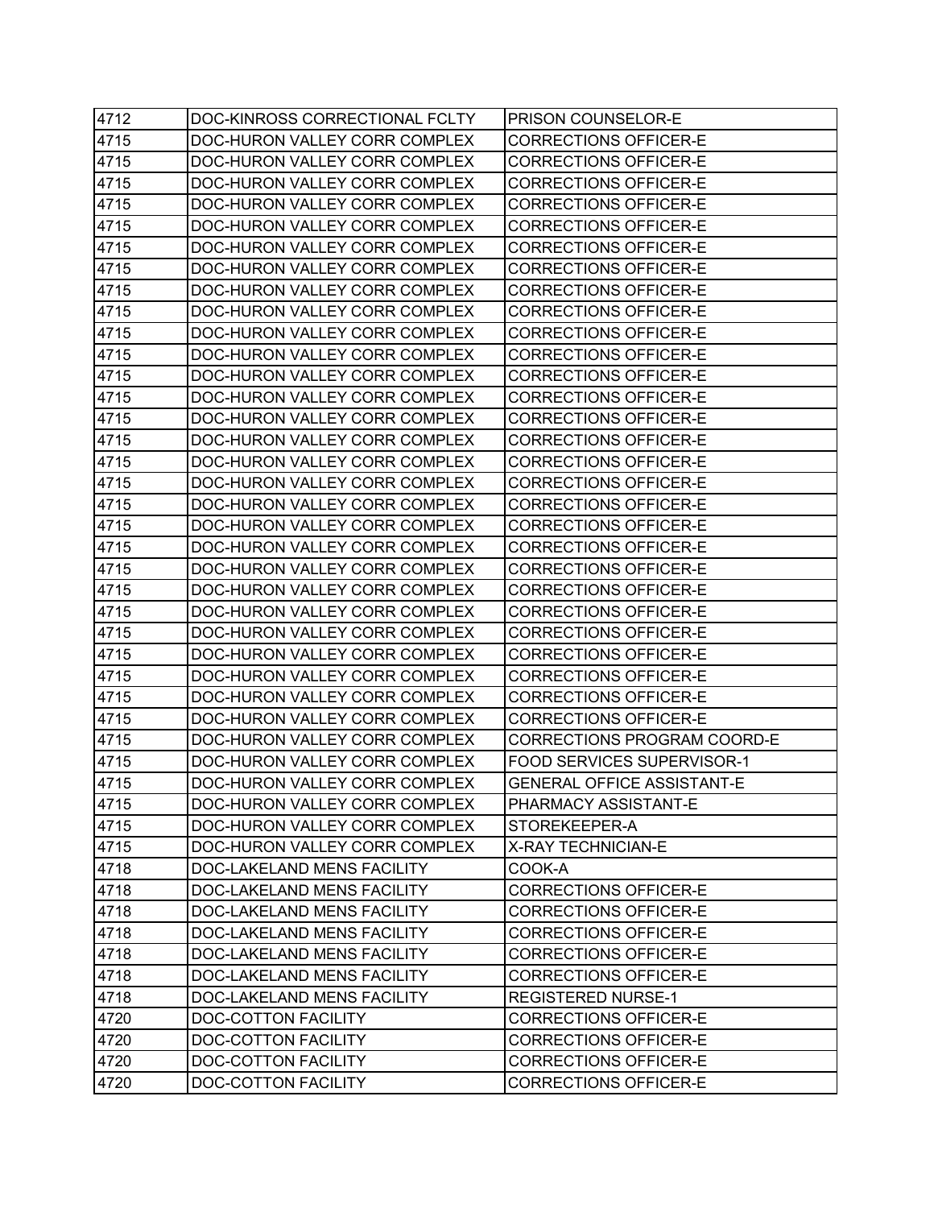| | | |
|---|---|---|
| 4712 | DOC-KINROSS CORRECTIONAL FCLTY | PRISON COUNSELOR-E |
| 4715 | DOC-HURON VALLEY CORR COMPLEX | CORRECTIONS OFFICER-E |
| 4715 | DOC-HURON VALLEY CORR COMPLEX | CORRECTIONS OFFICER-E |
| 4715 | DOC-HURON VALLEY CORR COMPLEX | CORRECTIONS OFFICER-E |
| 4715 | DOC-HURON VALLEY CORR COMPLEX | CORRECTIONS OFFICER-E |
| 4715 | DOC-HURON VALLEY CORR COMPLEX | CORRECTIONS OFFICER-E |
| 4715 | DOC-HURON VALLEY CORR COMPLEX | CORRECTIONS OFFICER-E |
| 4715 | DOC-HURON VALLEY CORR COMPLEX | CORRECTIONS OFFICER-E |
| 4715 | DOC-HURON VALLEY CORR COMPLEX | CORRECTIONS OFFICER-E |
| 4715 | DOC-HURON VALLEY CORR COMPLEX | CORRECTIONS OFFICER-E |
| 4715 | DOC-HURON VALLEY CORR COMPLEX | CORRECTIONS OFFICER-E |
| 4715 | DOC-HURON VALLEY CORR COMPLEX | CORRECTIONS OFFICER-E |
| 4715 | DOC-HURON VALLEY CORR COMPLEX | CORRECTIONS OFFICER-E |
| 4715 | DOC-HURON VALLEY CORR COMPLEX | CORRECTIONS OFFICER-E |
| 4715 | DOC-HURON VALLEY CORR COMPLEX | CORRECTIONS OFFICER-E |
| 4715 | DOC-HURON VALLEY CORR COMPLEX | CORRECTIONS OFFICER-E |
| 4715 | DOC-HURON VALLEY CORR COMPLEX | CORRECTIONS OFFICER-E |
| 4715 | DOC-HURON VALLEY CORR COMPLEX | CORRECTIONS OFFICER-E |
| 4715 | DOC-HURON VALLEY CORR COMPLEX | CORRECTIONS OFFICER-E |
| 4715 | DOC-HURON VALLEY CORR COMPLEX | CORRECTIONS OFFICER-E |
| 4715 | DOC-HURON VALLEY CORR COMPLEX | CORRECTIONS OFFICER-E |
| 4715 | DOC-HURON VALLEY CORR COMPLEX | CORRECTIONS OFFICER-E |
| 4715 | DOC-HURON VALLEY CORR COMPLEX | CORRECTIONS OFFICER-E |
| 4715 | DOC-HURON VALLEY CORR COMPLEX | CORRECTIONS OFFICER-E |
| 4715 | DOC-HURON VALLEY CORR COMPLEX | CORRECTIONS OFFICER-E |
| 4715 | DOC-HURON VALLEY CORR COMPLEX | CORRECTIONS OFFICER-E |
| 4715 | DOC-HURON VALLEY CORR COMPLEX | CORRECTIONS OFFICER-E |
| 4715 | DOC-HURON VALLEY CORR COMPLEX | CORRECTIONS OFFICER-E |
| 4715 | DOC-HURON VALLEY CORR COMPLEX | CORRECTIONS PROGRAM COORD-E |
| 4715 | DOC-HURON VALLEY CORR COMPLEX | FOOD SERVICES SUPERVISOR-1 |
| 4715 | DOC-HURON VALLEY CORR COMPLEX | GENERAL OFFICE ASSISTANT-E |
| 4715 | DOC-HURON VALLEY CORR COMPLEX | PHARMACY ASSISTANT-E |
| 4715 | DOC-HURON VALLEY CORR COMPLEX | STOREKEEPER-A |
| 4715 | DOC-HURON VALLEY CORR COMPLEX | X-RAY TECHNICIAN-E |
| 4718 | DOC-LAKELAND MENS FACILITY | COOK-A |
| 4718 | DOC-LAKELAND MENS FACILITY | CORRECTIONS OFFICER-E |
| 4718 | DOC-LAKELAND MENS FACILITY | CORRECTIONS OFFICER-E |
| 4718 | DOC-LAKELAND MENS FACILITY | CORRECTIONS OFFICER-E |
| 4718 | DOC-LAKELAND MENS FACILITY | CORRECTIONS OFFICER-E |
| 4718 | DOC-LAKELAND MENS FACILITY | CORRECTIONS OFFICER-E |
| 4718 | DOC-LAKELAND MENS FACILITY | REGISTERED NURSE-1 |
| 4720 | DOC-COTTON FACILITY | CORRECTIONS OFFICER-E |
| 4720 | DOC-COTTON FACILITY | CORRECTIONS OFFICER-E |
| 4720 | DOC-COTTON FACILITY | CORRECTIONS OFFICER-E |
| 4720 | DOC-COTTON FACILITY | CORRECTIONS OFFICER-E |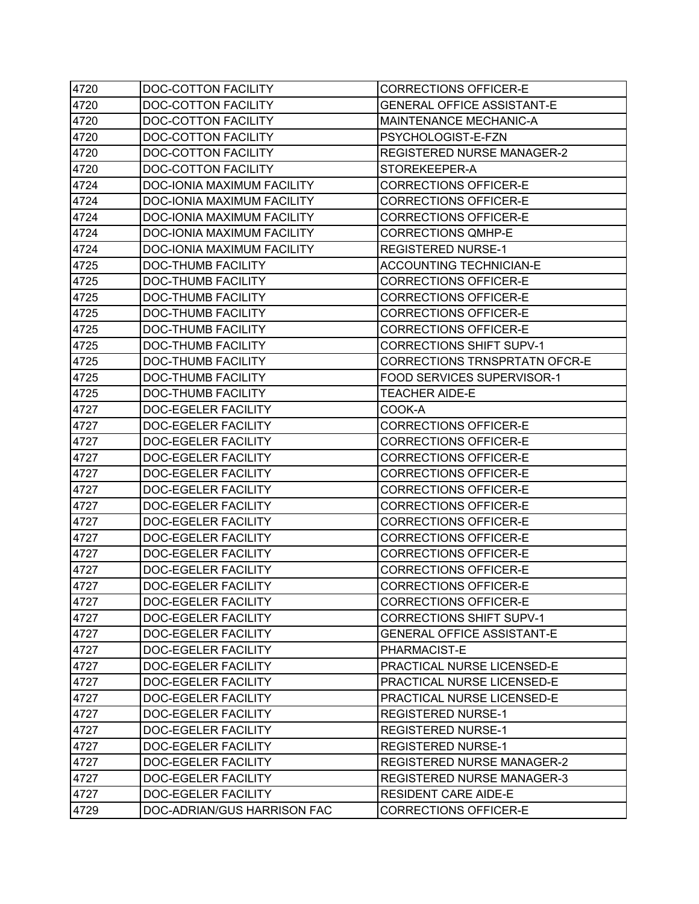| | | |
|---|---|---|
| 4720 | DOC-COTTON FACILITY | CORRECTIONS OFFICER-E |
| 4720 | DOC-COTTON FACILITY | GENERAL OFFICE ASSISTANT-E |
| 4720 | DOC-COTTON FACILITY | MAINTENANCE MECHANIC-A |
| 4720 | DOC-COTTON FACILITY | PSYCHOLOGIST-E-FZN |
| 4720 | DOC-COTTON FACILITY | REGISTERED NURSE MANAGER-2 |
| 4720 | DOC-COTTON FACILITY | STOREKEEPER-A |
| 4724 | DOC-IONIA MAXIMUM FACILITY | CORRECTIONS OFFICER-E |
| 4724 | DOC-IONIA MAXIMUM FACILITY | CORRECTIONS OFFICER-E |
| 4724 | DOC-IONIA MAXIMUM FACILITY | CORRECTIONS OFFICER-E |
| 4724 | DOC-IONIA MAXIMUM FACILITY | CORRECTIONS QMHP-E |
| 4724 | DOC-IONIA MAXIMUM FACILITY | REGISTERED NURSE-1 |
| 4725 | DOC-THUMB FACILITY | ACCOUNTING TECHNICIAN-E |
| 4725 | DOC-THUMB FACILITY | CORRECTIONS OFFICER-E |
| 4725 | DOC-THUMB FACILITY | CORRECTIONS OFFICER-E |
| 4725 | DOC-THUMB FACILITY | CORRECTIONS OFFICER-E |
| 4725 | DOC-THUMB FACILITY | CORRECTIONS OFFICER-E |
| 4725 | DOC-THUMB FACILITY | CORRECTIONS SHIFT SUPV-1 |
| 4725 | DOC-THUMB FACILITY | CORRECTIONS TRNSPRTATN OFCR-E |
| 4725 | DOC-THUMB FACILITY | FOOD SERVICES SUPERVISOR-1 |
| 4725 | DOC-THUMB FACILITY | TEACHER AIDE-E |
| 4727 | DOC-EGELER FACILITY | COOK-A |
| 4727 | DOC-EGELER FACILITY | CORRECTIONS OFFICER-E |
| 4727 | DOC-EGELER FACILITY | CORRECTIONS OFFICER-E |
| 4727 | DOC-EGELER FACILITY | CORRECTIONS OFFICER-E |
| 4727 | DOC-EGELER FACILITY | CORRECTIONS OFFICER-E |
| 4727 | DOC-EGELER FACILITY | CORRECTIONS OFFICER-E |
| 4727 | DOC-EGELER FACILITY | CORRECTIONS OFFICER-E |
| 4727 | DOC-EGELER FACILITY | CORRECTIONS OFFICER-E |
| 4727 | DOC-EGELER FACILITY | CORRECTIONS OFFICER-E |
| 4727 | DOC-EGELER FACILITY | CORRECTIONS OFFICER-E |
| 4727 | DOC-EGELER FACILITY | CORRECTIONS OFFICER-E |
| 4727 | DOC-EGELER FACILITY | CORRECTIONS OFFICER-E |
| 4727 | DOC-EGELER FACILITY | CORRECTIONS OFFICER-E |
| 4727 | DOC-EGELER FACILITY | CORRECTIONS SHIFT SUPV-1 |
| 4727 | DOC-EGELER FACILITY | GENERAL OFFICE ASSISTANT-E |
| 4727 | DOC-EGELER FACILITY | PHARMACIST-E |
| 4727 | DOC-EGELER FACILITY | PRACTICAL NURSE LICENSED-E |
| 4727 | DOC-EGELER FACILITY | PRACTICAL NURSE LICENSED-E |
| 4727 | DOC-EGELER FACILITY | PRACTICAL NURSE LICENSED-E |
| 4727 | DOC-EGELER FACILITY | REGISTERED NURSE-1 |
| 4727 | DOC-EGELER FACILITY | REGISTERED NURSE-1 |
| 4727 | DOC-EGELER FACILITY | REGISTERED NURSE-1 |
| 4727 | DOC-EGELER FACILITY | REGISTERED NURSE MANAGER-2 |
| 4727 | DOC-EGELER FACILITY | REGISTERED NURSE MANAGER-3 |
| 4727 | DOC-EGELER FACILITY | RESIDENT CARE AIDE-E |
| 4729 | DOC-ADRIAN/GUS HARRISON FAC | CORRECTIONS OFFICER-E |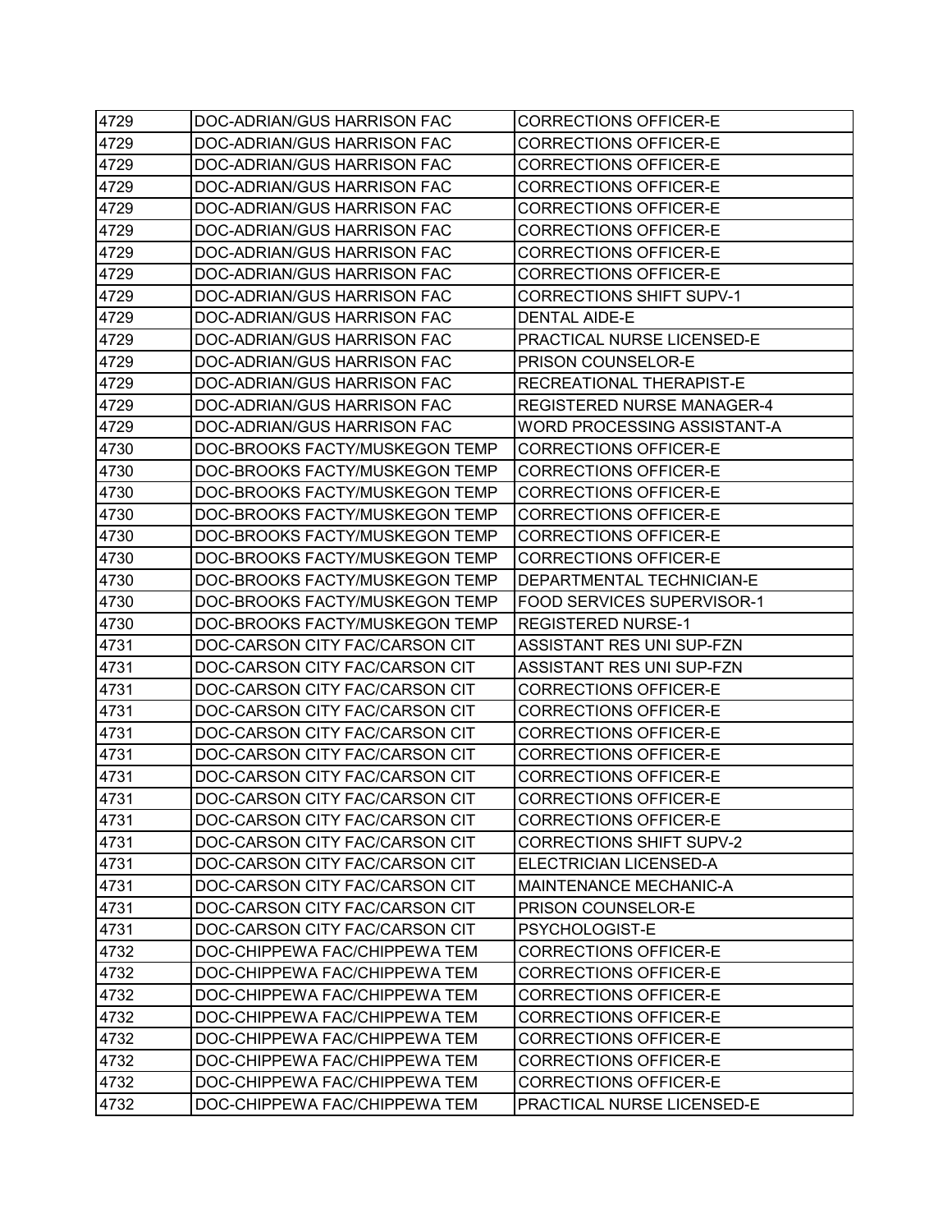| | | |
|---|---|---|
| 4729 | DOC-ADRIAN/GUS HARRISON FAC | CORRECTIONS OFFICER-E |
| 4729 | DOC-ADRIAN/GUS HARRISON FAC | CORRECTIONS OFFICER-E |
| 4729 | DOC-ADRIAN/GUS HARRISON FAC | CORRECTIONS OFFICER-E |
| 4729 | DOC-ADRIAN/GUS HARRISON FAC | CORRECTIONS OFFICER-E |
| 4729 | DOC-ADRIAN/GUS HARRISON FAC | CORRECTIONS OFFICER-E |
| 4729 | DOC-ADRIAN/GUS HARRISON FAC | CORRECTIONS OFFICER-E |
| 4729 | DOC-ADRIAN/GUS HARRISON FAC | CORRECTIONS OFFICER-E |
| 4729 | DOC-ADRIAN/GUS HARRISON FAC | CORRECTIONS OFFICER-E |
| 4729 | DOC-ADRIAN/GUS HARRISON FAC | CORRECTIONS SHIFT SUPV-1 |
| 4729 | DOC-ADRIAN/GUS HARRISON FAC | DENTAL AIDE-E |
| 4729 | DOC-ADRIAN/GUS HARRISON FAC | PRACTICAL NURSE LICENSED-E |
| 4729 | DOC-ADRIAN/GUS HARRISON FAC | PRISON COUNSELOR-E |
| 4729 | DOC-ADRIAN/GUS HARRISON FAC | RECREATIONAL THERAPIST-E |
| 4729 | DOC-ADRIAN/GUS HARRISON FAC | REGISTERED NURSE MANAGER-4 |
| 4729 | DOC-ADRIAN/GUS HARRISON FAC | WORD PROCESSING ASSISTANT-A |
| 4730 | DOC-BROOKS FACTY/MUSKEGON TEMP | CORRECTIONS OFFICER-E |
| 4730 | DOC-BROOKS FACTY/MUSKEGON TEMP | CORRECTIONS OFFICER-E |
| 4730 | DOC-BROOKS FACTY/MUSKEGON TEMP | CORRECTIONS OFFICER-E |
| 4730 | DOC-BROOKS FACTY/MUSKEGON TEMP | CORRECTIONS OFFICER-E |
| 4730 | DOC-BROOKS FACTY/MUSKEGON TEMP | CORRECTIONS OFFICER-E |
| 4730 | DOC-BROOKS FACTY/MUSKEGON TEMP | CORRECTIONS OFFICER-E |
| 4730 | DOC-BROOKS FACTY/MUSKEGON TEMP | DEPARTMENTAL TECHNICIAN-E |
| 4730 | DOC-BROOKS FACTY/MUSKEGON TEMP | FOOD SERVICES SUPERVISOR-1 |
| 4730 | DOC-BROOKS FACTY/MUSKEGON TEMP | REGISTERED NURSE-1 |
| 4731 | DOC-CARSON CITY FAC/CARSON CIT | ASSISTANT RES UNI SUP-FZN |
| 4731 | DOC-CARSON CITY FAC/CARSON CIT | ASSISTANT RES UNI SUP-FZN |
| 4731 | DOC-CARSON CITY FAC/CARSON CIT | CORRECTIONS OFFICER-E |
| 4731 | DOC-CARSON CITY FAC/CARSON CIT | CORRECTIONS OFFICER-E |
| 4731 | DOC-CARSON CITY FAC/CARSON CIT | CORRECTIONS OFFICER-E |
| 4731 | DOC-CARSON CITY FAC/CARSON CIT | CORRECTIONS OFFICER-E |
| 4731 | DOC-CARSON CITY FAC/CARSON CIT | CORRECTIONS OFFICER-E |
| 4731 | DOC-CARSON CITY FAC/CARSON CIT | CORRECTIONS OFFICER-E |
| 4731 | DOC-CARSON CITY FAC/CARSON CIT | CORRECTIONS OFFICER-E |
| 4731 | DOC-CARSON CITY FAC/CARSON CIT | CORRECTIONS SHIFT SUPV-2 |
| 4731 | DOC-CARSON CITY FAC/CARSON CIT | ELECTRICIAN LICENSED-A |
| 4731 | DOC-CARSON CITY FAC/CARSON CIT | MAINTENANCE MECHANIC-A |
| 4731 | DOC-CARSON CITY FAC/CARSON CIT | PRISON COUNSELOR-E |
| 4731 | DOC-CARSON CITY FAC/CARSON CIT | PSYCHOLOGIST-E |
| 4732 | DOC-CHIPPEWA FAC/CHIPPEWA TEM | CORRECTIONS OFFICER-E |
| 4732 | DOC-CHIPPEWA FAC/CHIPPEWA TEM | CORRECTIONS OFFICER-E |
| 4732 | DOC-CHIPPEWA FAC/CHIPPEWA TEM | CORRECTIONS OFFICER-E |
| 4732 | DOC-CHIPPEWA FAC/CHIPPEWA TEM | CORRECTIONS OFFICER-E |
| 4732 | DOC-CHIPPEWA FAC/CHIPPEWA TEM | CORRECTIONS OFFICER-E |
| 4732 | DOC-CHIPPEWA FAC/CHIPPEWA TEM | CORRECTIONS OFFICER-E |
| 4732 | DOC-CHIPPEWA FAC/CHIPPEWA TEM | CORRECTIONS OFFICER-E |
| 4732 | DOC-CHIPPEWA FAC/CHIPPEWA TEM | PRACTICAL NURSE LICENSED-E |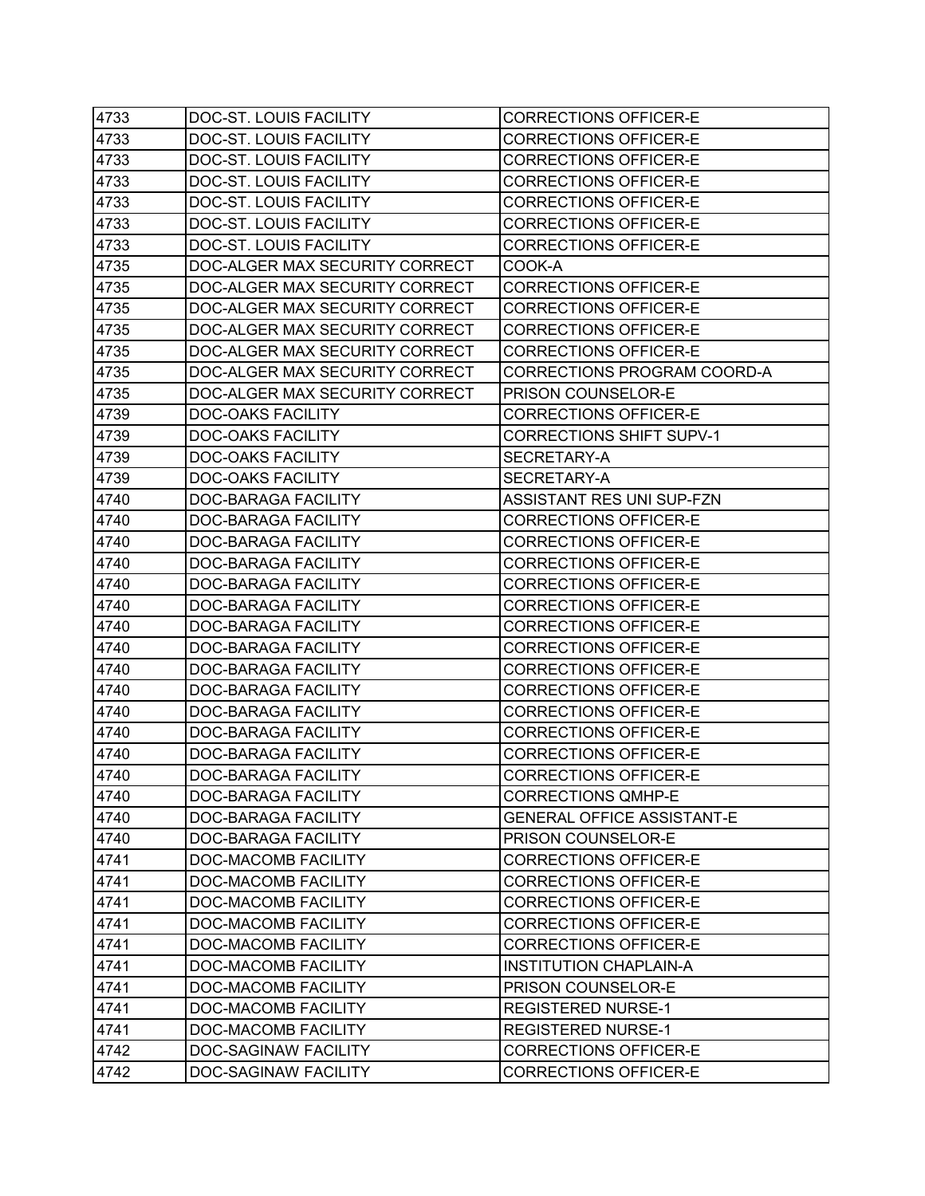| | | |
|---|---|---|
| 4733 | DOC-ST. LOUIS FACILITY | CORRECTIONS OFFICER-E |
| 4733 | DOC-ST. LOUIS FACILITY | CORRECTIONS OFFICER-E |
| 4733 | DOC-ST. LOUIS FACILITY | CORRECTIONS OFFICER-E |
| 4733 | DOC-ST. LOUIS FACILITY | CORRECTIONS OFFICER-E |
| 4733 | DOC-ST. LOUIS FACILITY | CORRECTIONS OFFICER-E |
| 4733 | DOC-ST. LOUIS FACILITY | CORRECTIONS OFFICER-E |
| 4733 | DOC-ST. LOUIS FACILITY | CORRECTIONS OFFICER-E |
| 4735 | DOC-ALGER MAX SECURITY CORRECT | COOK-A |
| 4735 | DOC-ALGER MAX SECURITY CORRECT | CORRECTIONS OFFICER-E |
| 4735 | DOC-ALGER MAX SECURITY CORRECT | CORRECTIONS OFFICER-E |
| 4735 | DOC-ALGER MAX SECURITY CORRECT | CORRECTIONS OFFICER-E |
| 4735 | DOC-ALGER MAX SECURITY CORRECT | CORRECTIONS OFFICER-E |
| 4735 | DOC-ALGER MAX SECURITY CORRECT | CORRECTIONS PROGRAM COORD-A |
| 4735 | DOC-ALGER MAX SECURITY CORRECT | PRISON COUNSELOR-E |
| 4739 | DOC-OAKS FACILITY | CORRECTIONS OFFICER-E |
| 4739 | DOC-OAKS FACILITY | CORRECTIONS SHIFT SUPV-1 |
| 4739 | DOC-OAKS FACILITY | SECRETARY-A |
| 4739 | DOC-OAKS FACILITY | SECRETARY-A |
| 4740 | DOC-BARAGA FACILITY | ASSISTANT RES UNI SUP-FZN |
| 4740 | DOC-BARAGA FACILITY | CORRECTIONS OFFICER-E |
| 4740 | DOC-BARAGA FACILITY | CORRECTIONS OFFICER-E |
| 4740 | DOC-BARAGA FACILITY | CORRECTIONS OFFICER-E |
| 4740 | DOC-BARAGA FACILITY | CORRECTIONS OFFICER-E |
| 4740 | DOC-BARAGA FACILITY | CORRECTIONS OFFICER-E |
| 4740 | DOC-BARAGA FACILITY | CORRECTIONS OFFICER-E |
| 4740 | DOC-BARAGA FACILITY | CORRECTIONS OFFICER-E |
| 4740 | DOC-BARAGA FACILITY | CORRECTIONS OFFICER-E |
| 4740 | DOC-BARAGA FACILITY | CORRECTIONS OFFICER-E |
| 4740 | DOC-BARAGA FACILITY | CORRECTIONS OFFICER-E |
| 4740 | DOC-BARAGA FACILITY | CORRECTIONS OFFICER-E |
| 4740 | DOC-BARAGA FACILITY | CORRECTIONS OFFICER-E |
| 4740 | DOC-BARAGA FACILITY | CORRECTIONS OFFICER-E |
| 4740 | DOC-BARAGA FACILITY | CORRECTIONS QMHP-E |
| 4740 | DOC-BARAGA FACILITY | GENERAL OFFICE ASSISTANT-E |
| 4740 | DOC-BARAGA FACILITY | PRISON COUNSELOR-E |
| 4741 | DOC-MACOMB FACILITY | CORRECTIONS OFFICER-E |
| 4741 | DOC-MACOMB FACILITY | CORRECTIONS OFFICER-E |
| 4741 | DOC-MACOMB FACILITY | CORRECTIONS OFFICER-E |
| 4741 | DOC-MACOMB FACILITY | CORRECTIONS OFFICER-E |
| 4741 | DOC-MACOMB FACILITY | CORRECTIONS OFFICER-E |
| 4741 | DOC-MACOMB FACILITY | INSTITUTION CHAPLAIN-A |
| 4741 | DOC-MACOMB FACILITY | PRISON COUNSELOR-E |
| 4741 | DOC-MACOMB FACILITY | REGISTERED NURSE-1 |
| 4741 | DOC-MACOMB FACILITY | REGISTERED NURSE-1 |
| 4742 | DOC-SAGINAW FACILITY | CORRECTIONS OFFICER-E |
| 4742 | DOC-SAGINAW FACILITY | CORRECTIONS OFFICER-E |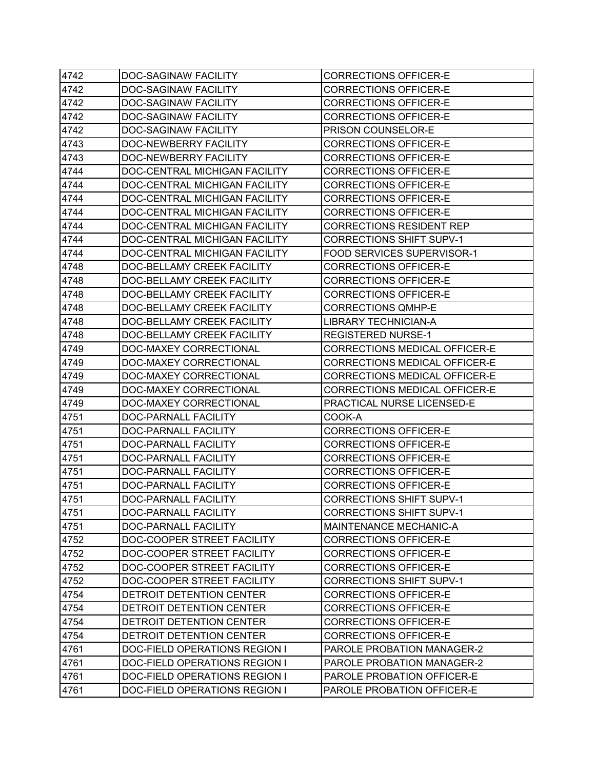| | | |
|---|---|---|
| 4742 | DOC-SAGINAW FACILITY | CORRECTIONS OFFICER-E |
| 4742 | DOC-SAGINAW FACILITY | CORRECTIONS OFFICER-E |
| 4742 | DOC-SAGINAW FACILITY | CORRECTIONS OFFICER-E |
| 4742 | DOC-SAGINAW FACILITY | CORRECTIONS OFFICER-E |
| 4742 | DOC-SAGINAW FACILITY | PRISON COUNSELOR-E |
| 4743 | DOC-NEWBERRY FACILITY | CORRECTIONS OFFICER-E |
| 4743 | DOC-NEWBERRY FACILITY | CORRECTIONS OFFICER-E |
| 4744 | DOC-CENTRAL MICHIGAN FACILITY | CORRECTIONS OFFICER-E |
| 4744 | DOC-CENTRAL MICHIGAN FACILITY | CORRECTIONS OFFICER-E |
| 4744 | DOC-CENTRAL MICHIGAN FACILITY | CORRECTIONS OFFICER-E |
| 4744 | DOC-CENTRAL MICHIGAN FACILITY | CORRECTIONS OFFICER-E |
| 4744 | DOC-CENTRAL MICHIGAN FACILITY | CORRECTIONS RESIDENT REP |
| 4744 | DOC-CENTRAL MICHIGAN FACILITY | CORRECTIONS SHIFT SUPV-1 |
| 4744 | DOC-CENTRAL MICHIGAN FACILITY | FOOD SERVICES SUPERVISOR-1 |
| 4748 | DOC-BELLAMY CREEK FACILITY | CORRECTIONS OFFICER-E |
| 4748 | DOC-BELLAMY CREEK FACILITY | CORRECTIONS OFFICER-E |
| 4748 | DOC-BELLAMY CREEK FACILITY | CORRECTIONS OFFICER-E |
| 4748 | DOC-BELLAMY CREEK FACILITY | CORRECTIONS QMHP-E |
| 4748 | DOC-BELLAMY CREEK FACILITY | LIBRARY TECHNICIAN-A |
| 4748 | DOC-BELLAMY CREEK FACILITY | REGISTERED NURSE-1 |
| 4749 | DOC-MAXEY CORRECTIONAL | CORRECTIONS MEDICAL OFFICER-E |
| 4749 | DOC-MAXEY CORRECTIONAL | CORRECTIONS MEDICAL OFFICER-E |
| 4749 | DOC-MAXEY CORRECTIONAL | CORRECTIONS MEDICAL OFFICER-E |
| 4749 | DOC-MAXEY CORRECTIONAL | CORRECTIONS MEDICAL OFFICER-E |
| 4749 | DOC-MAXEY CORRECTIONAL | PRACTICAL NURSE LICENSED-E |
| 4751 | DOC-PARNALL FACILITY | COOK-A |
| 4751 | DOC-PARNALL FACILITY | CORRECTIONS OFFICER-E |
| 4751 | DOC-PARNALL FACILITY | CORRECTIONS OFFICER-E |
| 4751 | DOC-PARNALL FACILITY | CORRECTIONS OFFICER-E |
| 4751 | DOC-PARNALL FACILITY | CORRECTIONS OFFICER-E |
| 4751 | DOC-PARNALL FACILITY | CORRECTIONS OFFICER-E |
| 4751 | DOC-PARNALL FACILITY | CORRECTIONS SHIFT SUPV-1 |
| 4751 | DOC-PARNALL FACILITY | CORRECTIONS SHIFT SUPV-1 |
| 4751 | DOC-PARNALL FACILITY | MAINTENANCE MECHANIC-A |
| 4752 | DOC-COOPER STREET FACILITY | CORRECTIONS OFFICER-E |
| 4752 | DOC-COOPER STREET FACILITY | CORRECTIONS OFFICER-E |
| 4752 | DOC-COOPER STREET FACILITY | CORRECTIONS OFFICER-E |
| 4752 | DOC-COOPER STREET FACILITY | CORRECTIONS SHIFT SUPV-1 |
| 4754 | DETROIT DETENTION CENTER | CORRECTIONS OFFICER-E |
| 4754 | DETROIT DETENTION CENTER | CORRECTIONS OFFICER-E |
| 4754 | DETROIT DETENTION CENTER | CORRECTIONS OFFICER-E |
| 4754 | DETROIT DETENTION CENTER | CORRECTIONS OFFICER-E |
| 4761 | DOC-FIELD OPERATIONS REGION I | PAROLE PROBATION MANAGER-2 |
| 4761 | DOC-FIELD OPERATIONS REGION I | PAROLE PROBATION MANAGER-2 |
| 4761 | DOC-FIELD OPERATIONS REGION I | PAROLE PROBATION OFFICER-E |
| 4761 | DOC-FIELD OPERATIONS REGION I | PAROLE PROBATION OFFICER-E |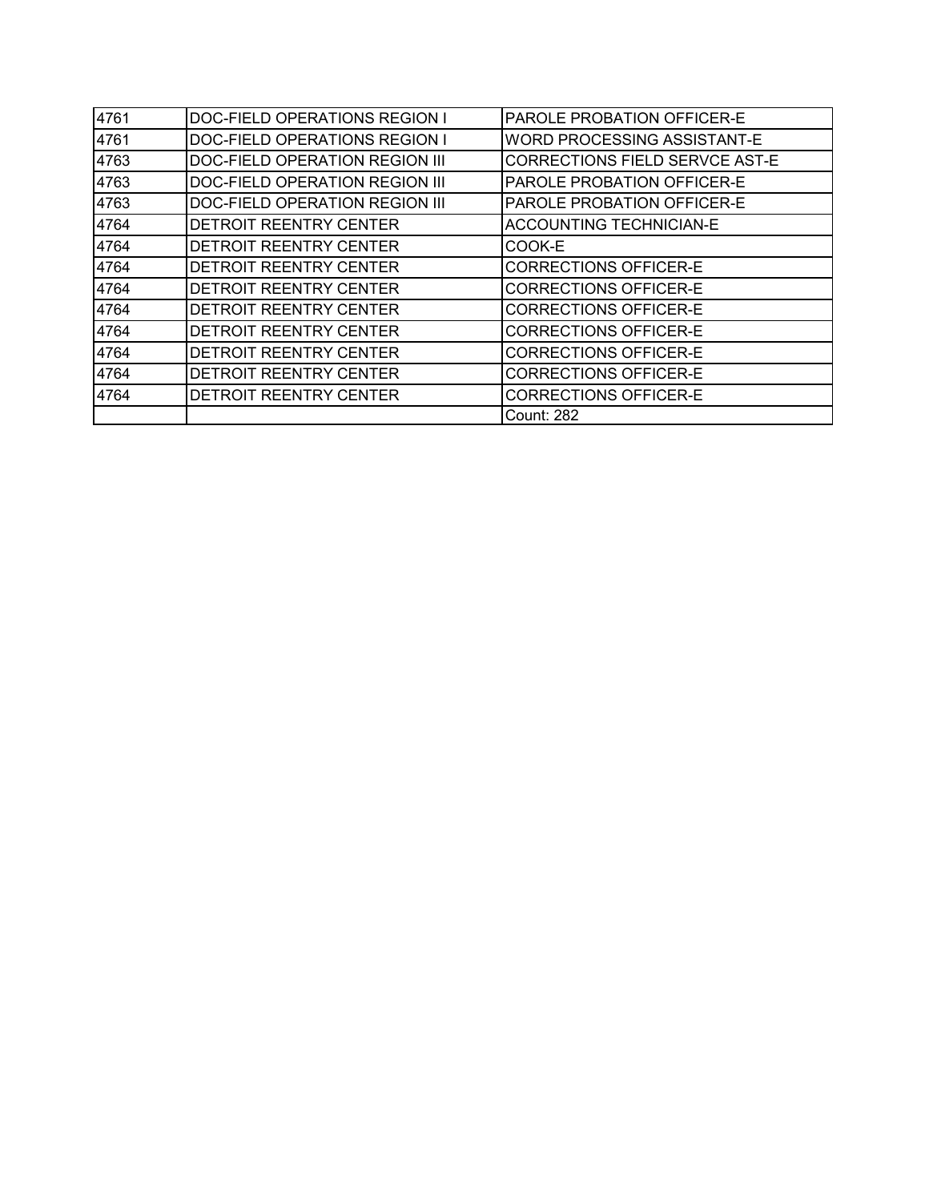| | | |
|---|---|---|
| 4761 | DOC-FIELD OPERATIONS REGION I | PAROLE PROBATION OFFICER-E |
| 4761 | DOC-FIELD OPERATIONS REGION I | WORD PROCESSING ASSISTANT-E |
| 4763 | DOC-FIELD OPERATION REGION III | CORRECTIONS FIELD SERVCE AST-E |
| 4763 | DOC-FIELD OPERATION REGION III | PAROLE PROBATION OFFICER-E |
| 4763 | DOC-FIELD OPERATION REGION III | PAROLE PROBATION OFFICER-E |
| 4764 | DETROIT REENTRY CENTER | ACCOUNTING TECHNICIAN-E |
| 4764 | DETROIT REENTRY CENTER | COOK-E |
| 4764 | DETROIT REENTRY CENTER | CORRECTIONS OFFICER-E |
| 4764 | DETROIT REENTRY CENTER | CORRECTIONS OFFICER-E |
| 4764 | DETROIT REENTRY CENTER | CORRECTIONS OFFICER-E |
| 4764 | DETROIT REENTRY CENTER | CORRECTIONS OFFICER-E |
| 4764 | DETROIT REENTRY CENTER | CORRECTIONS OFFICER-E |
| 4764 | DETROIT REENTRY CENTER | CORRECTIONS OFFICER-E |
| 4764 | DETROIT REENTRY CENTER | CORRECTIONS OFFICER-E |
| | | Count: 282 |